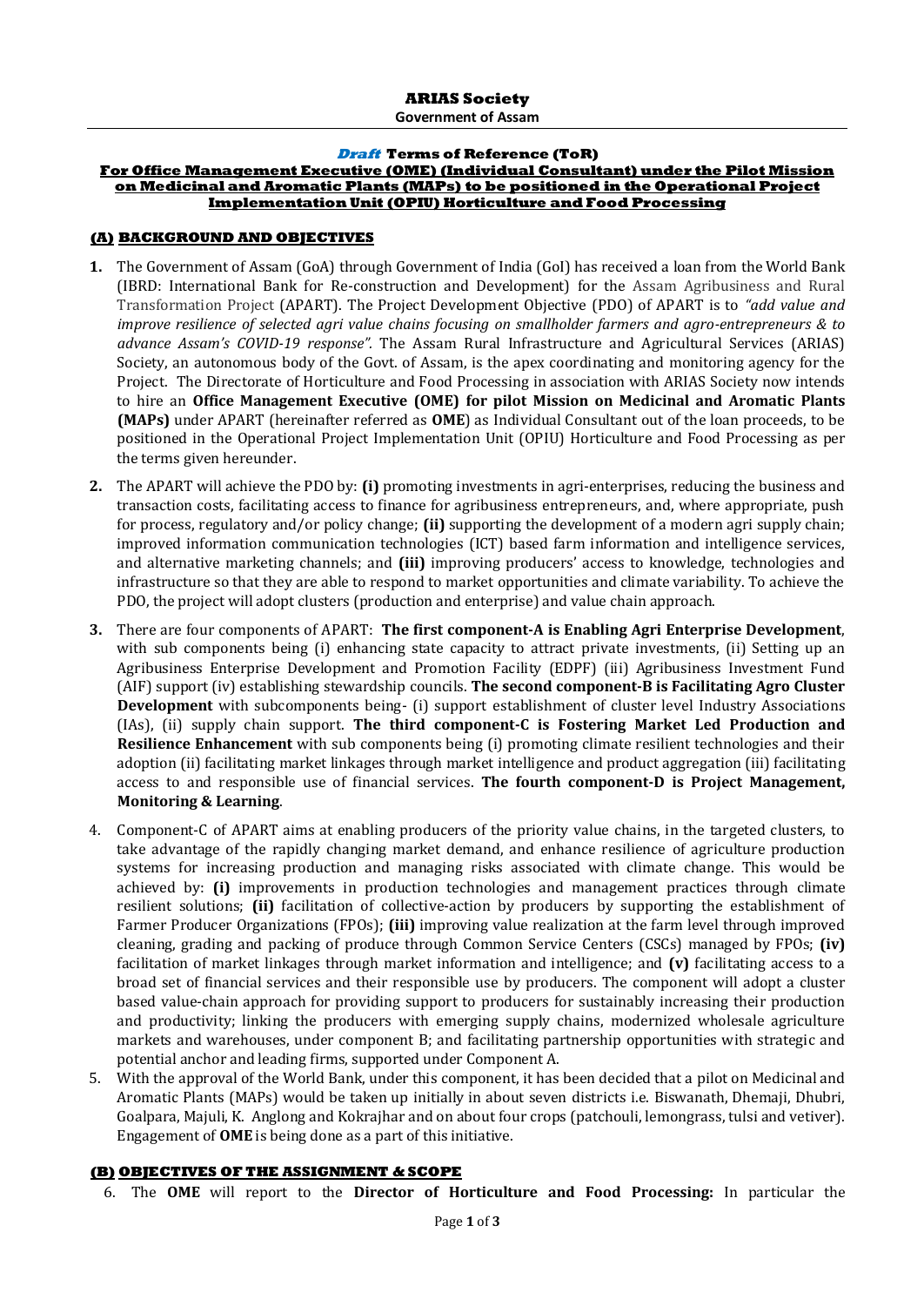# ARIAS Society

**Government of Assam**

## *Draft* Terms of Reference (ToR)

**For Office Management Executive (OME) (Individual Consultant) under the Pilot Mission on Medicinal and Aromatic Plants (MAPs) to be positioned in the Operational Project Implementation Unit (OPIU) Horticulture and Food Processing**

### (A) BACKGROUND AND OBJECTIVES

1. The Government of Assam (GoA) through Government of India (GoI) has received a loan from the World Bank (IBRD: International Bank for Re-construction and Development) for the Assam Agribusiness and Rural Transformation Project (APART). The Project Development Objective (PDO) of APART is to *"add value and improve resilience of selected agri value chains focusing on smallholder farmers and agro-entrepreneurs & to advance Assam's COVID-19 response".* The Assam Rural Infrastructure and Agricultural Services (ARIAS) Society, an autonomous body of the Govt. of Assam, is the apex coordinating and monitoring agency for the Project. The Directorate of Horticulture and Food Processing in association with ARIAS Society now intends to hire an **Office Management Executive (OME) for pilot Mission on Medicinal and Aromatic Plants (MAPs)** under APART (hereinafter referred as **OME**) as Individual Consultant out of the loan proceeds, to be positioned in the Operational Project Implementation Unit (OPIU) Horticulture and Food Processing as per the terms given hereunder.

2. The APART will achieve the PDO by: **(i)** promoting investments in agri-enterprises, reducing the business and transaction costs, facilitating access to finance for agribusiness entrepreneurs, and, where appropriate, push for process, regulatory and/or policy change; **(ii)** supporting the development of a modern agri supply chain; improved information communication technologies (ICT) based farm information and intelligence services, and alternative marketing channels; and **(iii)** improving producers' access to knowledge, technologies and infrastructure so that they are able to respond to market opportunities and climate variability. To achieve the PDO, the project will adopt clusters (production and enterprise) and value chain approach.

3. There are four components of APART: **The first component-A is Enabling Agri Enterprise Development**, with sub components being (i) enhancing state capacity to attract private investments, (ii) Setting up an Agribusiness Enterprise Development and Promotion Facility (EDPF) (iii) Agribusiness Investment Fund (AIF) support (iv) establishing stewardship councils. **The second component-B is Facilitating Agro Cluster Development** with subcomponents being- (i) support establishment of cluster level Industry Associations (IAs), (ii) supply chain support. **The third component-C is Fostering Market Led Production and Resilience Enhancement** with sub components being (i) promoting climate resilient technologies and their adoption (ii) facilitating market linkages through market intelligence and product aggregation (iii) facilitating access to and responsible use of financial services. **The fourth component-D is Project Management, Monitoring & Learning**.

4. Component-C of APART aims at enabling producers of the priority value chains, in the targeted clusters, to take advantage of the rapidly changing market demand, and enhance resilience of agriculture production systems for increasing production and managing risks associated with climate change. This would be achieved by: **(i)** improvements in production technologies and management practices through climate resilient solutions; **(ii)** facilitation of collective-action by producers by supporting the establishment of Farmer Producer Organizations (FPOs); **(iii)** improving value realization at the farm level through improved cleaning, grading and packing of produce through Common Service Centers (CSCs) managed by FPOs; **(iv)** facilitation of market linkages through market information and intelligence; and **(v)** facilitating access to a broad set of financial services and their responsible use by producers. The component will adopt a cluster based value-chain approach for providing support to producers for sustainably increasing their production and productivity; linking the producers with emerging supply chains, modernized wholesale agriculture markets and warehouses, under component B; and facilitating partnership opportunities with strategic and potential anchor and leading firms, supported under Component A.

5. With the approval of the World Bank, under this component, it has been decided that a pilot on Medicinal and Aromatic Plants (MAPs) would be taken up initially in about seven districts i.e. Biswanath, Dhemaji, Dhubri, Goalpara, Majuli, K. Anglong and Kokrajhar and on about four crops (patchouli, lemongrass, tulsi and vetiver). Engagement of **OME** is being done as a part of this initiative.

### (B) OBJECTIVES OF THE ASSIGNMENT & SCOPE

6. The **OME** will report to the **Director of Horticulture and Food Processing:** In particular the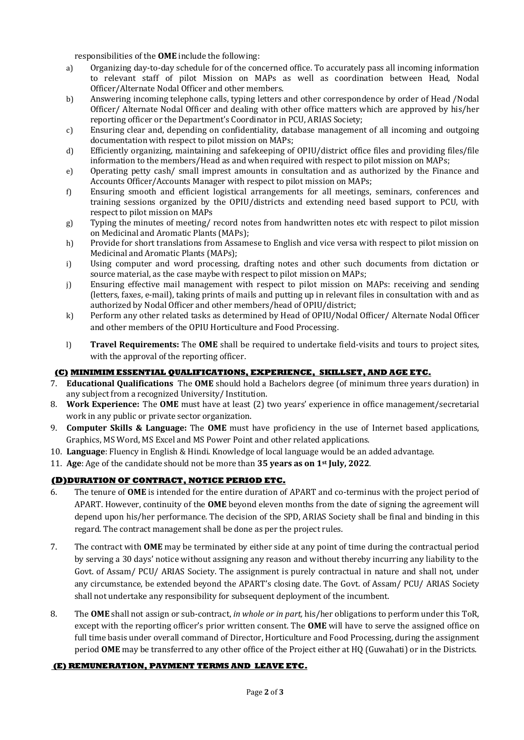responsibilities of the **OME** include the following:

a) Organizing day-to-day schedule for of the concerned office. To accurately pass all incoming information to relevant staff of pilot Mission on MAPs as well as coordination between Head, Nodal Officer/Alternate Nodal Officer and other members.
b) Answering incoming telephone calls, typing letters and other correspondence by order of Head /Nodal Officer/ Alternate Nodal Officer and dealing with other office matters which are approved by his/her reporting officer or the Department's Coordinator in PCU, ARIAS Society;
c) Ensuring clear and, depending on confidentiality, database management of all incoming and outgoing documentation with respect to pilot mission on MAPs;
d) Efficiently organizing, maintaining and safekeeping of OPIU/district office files and providing files/file information to the members/Head as and when required with respect to pilot mission on MAPs;
e) Operating petty cash/ small imprest amounts in consultation and as authorized by the Finance and Accounts Officer/Accounts Manager with respect to pilot mission on MAPs;
f) Ensuring smooth and efficient logistical arrangements for all meetings, seminars, conferences and training sessions organized by the OPIU/districts and extending need based support to PCU, with respect to pilot mission on MAPs
g) Typing the minutes of meeting/ record notes from handwritten notes etc with respect to pilot mission on Medicinal and Aromatic Plants (MAPs);
h) Provide for short translations from Assamese to English and vice versa with respect to pilot mission on Medicinal and Aromatic Plants (MAPs);
i) Using computer and word processing, drafting notes and other such documents from dictation or source material, as the case maybe with respect to pilot mission on MAPs;
j) Ensuring effective mail management with respect to pilot mission on MAPs: receiving and sending (letters, faxes, e-mail), taking prints of mails and putting up in relevant files in consultation with and as authorized by Nodal Officer and other members/head of OPIU/district;
k) Perform any other related tasks as determined by Head of OPIU/Nodal Officer/ Alternate Nodal Officer and other members of the OPIU Horticulture and Food Processing.
l) **Travel Requirements:** The **OME** shall be required to undertake field-visits and tours to project sites, with the approval of the reporting officer.

### (C) MINIMIM ESSENTIAL QUALIFICATIONS, EXPERIENCE, SKILLSET, AND AGE ETC.

7. **Educational Qualifications** The **OME** should hold a Bachelors degree (of minimum three years duration) in any subject from a recognized University/ Institution.
8. **Work Experience:** The **OME** must have at least (2) two years' experience in office management/secretarial work in any public or private sector organization.
9. **Computer Skills & Language:** The **OME** must have proficiency in the use of Internet based applications, Graphics, MS Word, MS Excel and MS Power Point and other related applications.
10. **Language**: Fluency in English & Hindi. Knowledge of local language would be an added advantage.
11. **Age**: Age of the candidate should not be more than **35 years as on 1st July, 2022**.

### (D)DURATION OF CONTRACT, NOTICE PERIOD ETC.

6. The tenure of **OME** is intended for the entire duration of APART and co-terminus with the project period of APART. However, continuity of the **OME** beyond eleven months from the date of signing the agreement will depend upon his/her performance. The decision of the SPD, ARIAS Society shall be final and binding in this regard. The contract management shall be done as per the project rules.
7. The contract with **OME** may be terminated by either side at any point of time during the contractual period by serving a 30 days' notice without assigning any reason and without thereby incurring any liability to the Govt. of Assam/ PCU/ ARIAS Society. The assignment is purely contractual in nature and shall not, under any circumstance, be extended beyond the APART's closing date. The Govt. of Assam/ PCU/ ARIAS Society shall not undertake any responsibility for subsequent deployment of the incumbent.
8. The **OME** shall not assign or sub-contract, *in whole or in part,* his/her obligations to perform under this ToR, except with the reporting officer's prior written consent. The **OME** will have to serve the assigned office on full time basis under overall command of Director, Horticulture and Food Processing, during the assignment period **OME** may be transferred to any other office of the Project either at HQ (Guwahati) or in the Districts.

### (E) REMUNERATION, PAYMENT TERMS AND LEAVE ETC.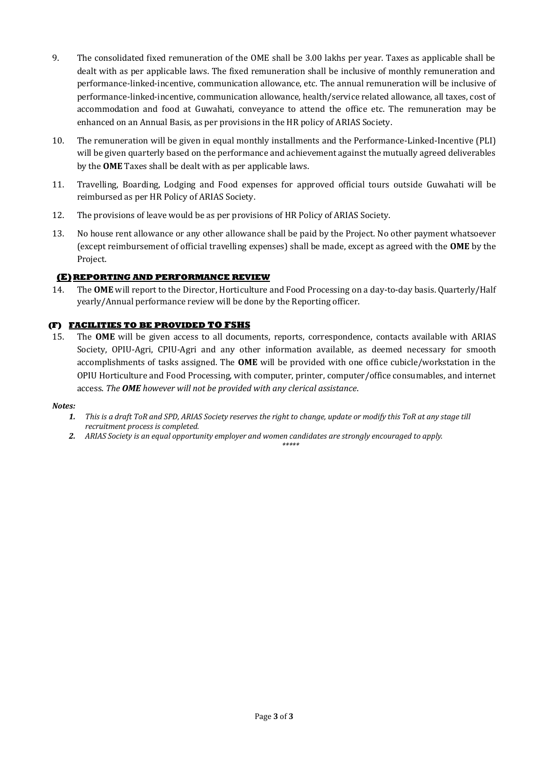9. The consolidated fixed remuneration of the OME shall be 3.00 lakhs per year. Taxes as applicable shall be dealt with as per applicable laws. The fixed remuneration shall be inclusive of monthly remuneration and performance-linked-incentive, communication allowance, etc. The annual remuneration will be inclusive of performance-linked-incentive, communication allowance, health/service related allowance, all taxes, cost of accommodation and food at Guwahati, conveyance to attend the office etc. The remuneration may be enhanced on an Annual Basis, as per provisions in the HR policy of ARIAS Society.

10. The remuneration will be given in equal monthly installments and the Performance-Linked-Incentive (PLI) will be given quarterly based on the performance and achievement against the mutually agreed deliverables by the **OME** Taxes shall be dealt with as per applicable laws.

11. Travelling, Boarding, Lodging and Food expenses for approved official tours outside Guwahati will be reimbursed as per HR Policy of ARIAS Society.

12. The provisions of leave would be as per provisions of HR Policy of ARIAS Society.

13. No house rent allowance or any other allowance shall be paid by the Project. No other payment whatsoever (except reimbursement of official travelling expenses) shall be made, except as agreed with the **OME** by the Project.

### (E) REPORTING AND PERFORMANCE REVIEW

14. The **OME** will report to the Director, Horticulture and Food Processing on a day-to-day basis. Quarterly/Half yearly/Annual performance review will be done by the Reporting officer.

### (F) FACILITIES TO BE PROVIDED TO FSHS

15. The **OME** will be given access to all documents, reports, correspondence, contacts available with ARIAS Society, OPIU-Agri, CPIU-Agri and any other information available, as deemed necessary for smooth accomplishments of tasks assigned. The **OME** will be provided with one office cubicle/workstation in the OPIU Horticulture and Food Processing, with computer, printer, computer/office consumables, and internet access. *The **OME** however will not be provided with any clerical assistance*.

***Notes:***

1. *This is a draft ToR and SPD, ARIAS Society reserves the right to change, update or modify this ToR at any stage till recruitment process is completed.*
2. *ARIAS Society is an equal opportunity employer and women candidates are strongly encouraged to apply.*

*****